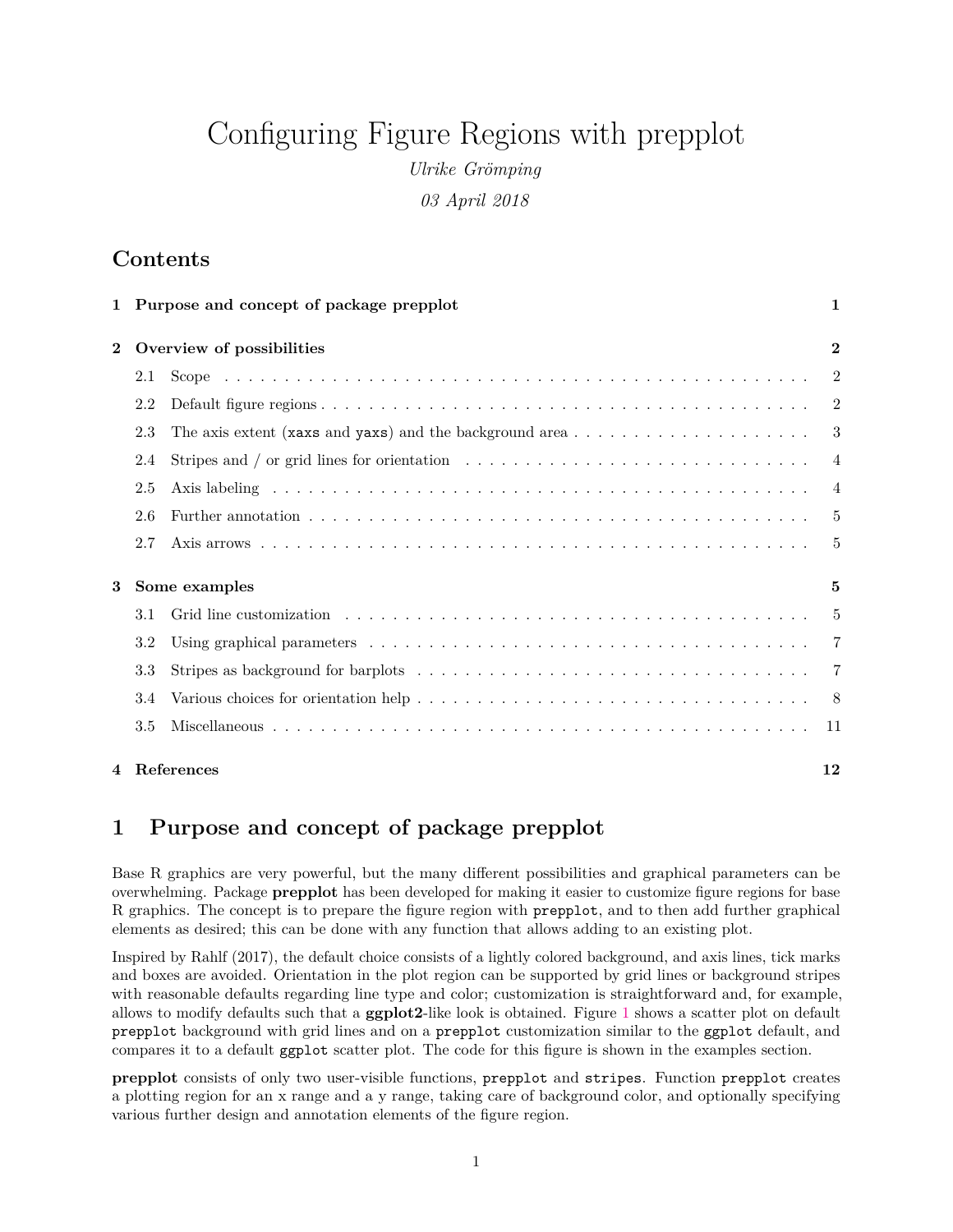# Configuring Figure Regions with prepplot

*Ulrike Grömping*

*03 April 2018*

## Contents

| | | |
|---|---|---|
| **1** | **Purpose and concept of package prepplot** | **1** |
| **2** | **Overview of possibilities** | **2** |
| 2.1 | Scope | 2 |
| 2.2 | Default figure regions | 2 |
| 2.3 | The axis extent (`xaxs` and `yaxs`) and the background area | 3 |
| 2.4 | Stripes and / or grid lines for orientation | 4 |
| 2.5 | Axis labeling | 4 |
| 2.6 | Further annotation | 5 |
| 2.7 | Axis arrows | 5 |
| **3** | **Some examples** | **5** |
| 3.1 | Grid line customization | 5 |
| 3.2 | Using graphical parameters | 7 |
| 3.3 | Stripes as background for barplots | 7 |
| 3.4 | Various choices for orientation help | 8 |
| 3.5 | Miscellaneous | 11 |
| **4** | **References** | **12** |

# 1 Purpose and concept of package prepplot

Base R graphics are very powerful, but the many different possibilities and graphical parameters can be overwhelming. Package **prepplot** has been developed for making it easier to customize figure regions for base R graphics. The concept is to prepare the figure region with `prepplot`, and to then add further graphical elements as desired; this can be done with any function that allows adding to an existing plot.

Inspired by Rahlf (2017), the default choice consists of a lightly colored background, and axis lines, tick marks and boxes are avoided. Orientation in the plot region can be supported by grid lines or background stripes with reasonable defaults regarding line type and color; customization is straightforward and, for example, allows to modify defaults such that a **ggplot2**-like look is obtained. Figure 1 shows a scatter plot on default `prepplot` background with grid lines and on a `prepplot` customization similar to the `ggplot` default, and compares it to a default `ggplot` scatter plot. The code for this figure is shown in the examples section.

**prepplot** consists of only two user-visible functions, `prepplot` and `stripes`. Function `prepplot` creates a plotting region for an x range and a y range, taking care of background color, and optionally specifying various further design and annotation elements of the figure region.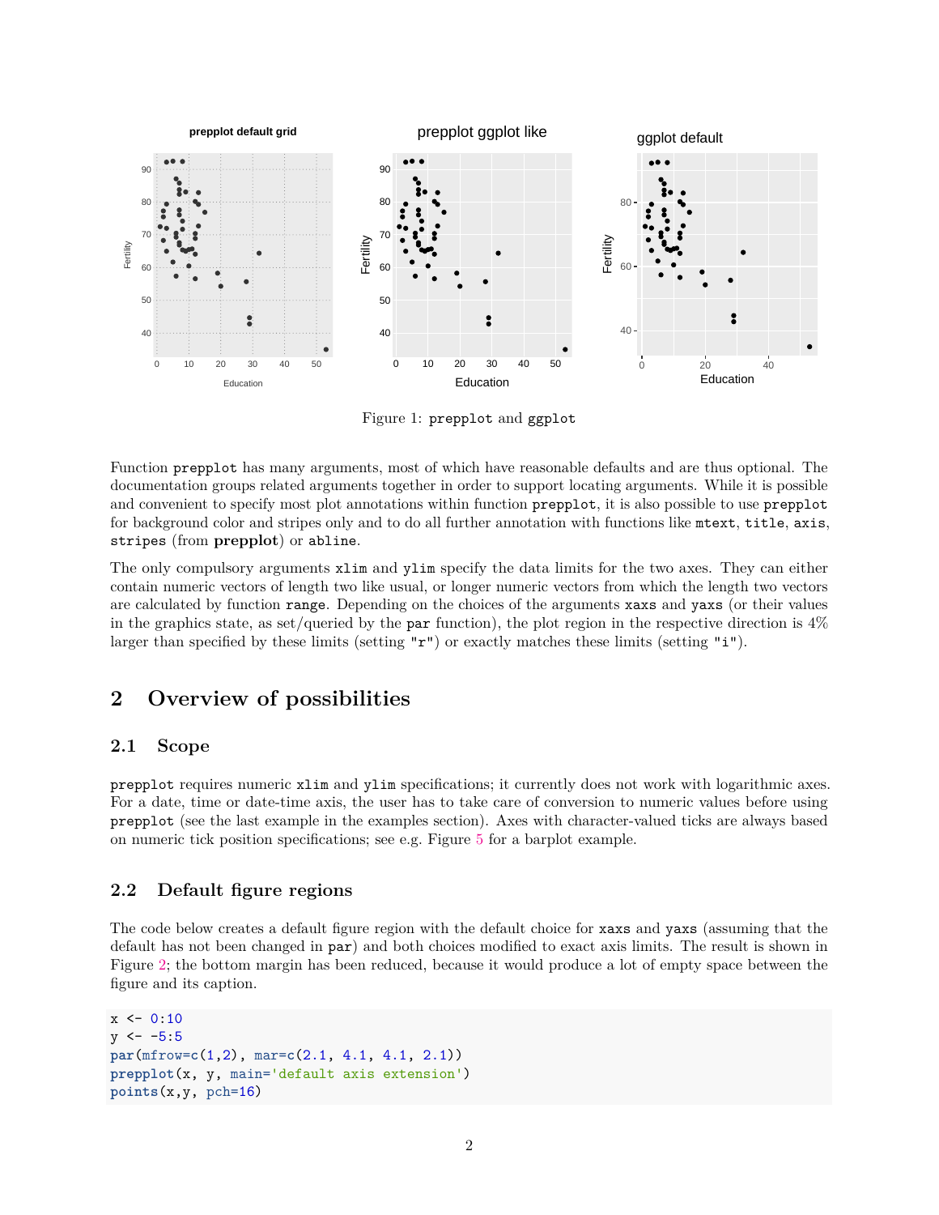Figure 1: `prepplot` and `ggplot`

Function `prepplot` has many arguments, most of which have reasonable defaults and are thus optional. The documentation groups related arguments together in order to support locating arguments. While it is possible and convenient to specify most plot annotations within function `prepplot`, it is also possible to use `prepplot` for background color and stripes only and to do all further annotation with functions like `mtext`, `title`, `axis`, `stripes` (from **prepplot**) or `abline`.

The only compulsory arguments `xlim` and `ylim` specify the data limits for the two axes. They can either contain numeric vectors of length two like usual, or longer numeric vectors from which the length two vectors are calculated by function `range`. Depending on the choices of the arguments `xaxs` and `yaxs` (or their values in the graphics state, as set/queried by the `par` function), the plot region in the respective direction is 4% larger than specified by these limits (setting `"r"`) or exactly matches these limits (setting `"i"`).

## 2 Overview of possibilities

### 2.1 Scope

`prepplot` requires numeric `xlim` and `ylim` specifications; it currently does not work with logarithmic axes. For a date, time or date-time axis, the user has to take care of conversion to numeric values before using `prepplot` (see the last example in the examples section). Axes with character-valued ticks are always based on numeric tick position specifications; see e.g. Figure 5 for a barplot example.

### 2.2 Default figure regions

The code below creates a default figure region with the default choice for `xaxs` and `yaxs` (assuming that the default has not been changed in `par`) and both choices modified to exact axis limits. The result is shown in Figure 2; the bottom margin has been reduced, because it would produce a lot of empty space between the figure and its caption.

```
x <- 0:10
y <- -5:5
par(mfrow=c(1,2), mar=c(2.1, 4.1, 4.1, 2.1))
prepplot(x, y, main='default axis extension')
points(x,y, pch=16)
```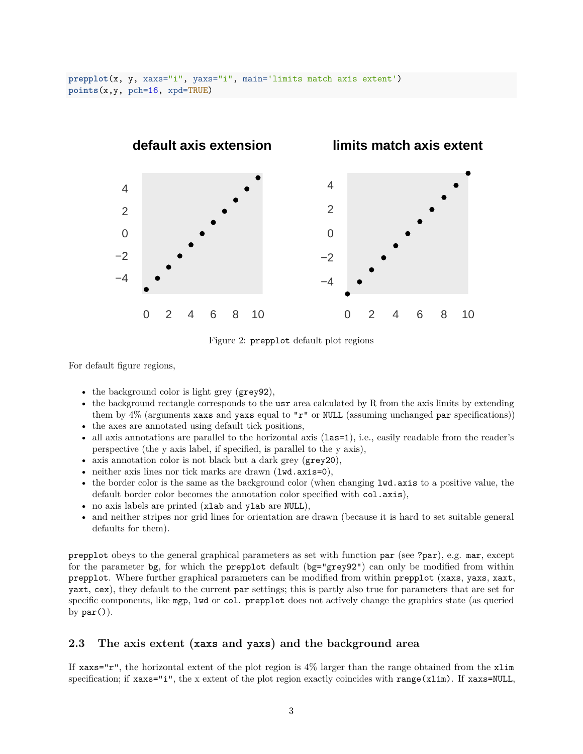```
prepplot(x, y, xaxs="i", yaxs="i", main='limits match axis extent')
points(x,y, pch=16, xpd=TRUE)
```

Figure 2: `prepplot` default plot regions

For default figure regions,

- the background color is light grey (`grey92`),
- the background rectangle corresponds to the `usr` area calculated by R from the axis limits by extending them by 4% (arguments `xaxs` and `yaxs` equal to `"r"` or `NULL` (assuming unchanged `par` specifications))
- the axes are annotated using default tick positions,
- all axis annotations are parallel to the horizontal axis (`las=1`), i.e., easily readable from the reader's perspective (the y axis label, if specified, is parallel to the y axis),
- axis annotation color is not black but a dark grey (`grey20`),
- neither axis lines nor tick marks are drawn (`lwd.axis=0`),
- the border color is the same as the background color (when changing `lwd.axis` to a positive value, the default border color becomes the annotation color specified with `col.axis`),
- no axis labels are printed (`xlab` and `ylab` are `NULL`),
- and neither stripes nor grid lines for orientation are drawn (because it is hard to set suitable general defaults for them).

`prepplot` obeys to the general graphical parameters as set with function `par` (see `?par`), e.g. `mar`, except for the parameter `bg`, for which the `prepplot` default (`bg="grey92"`) can only be modified from within `prepplot`. Where further graphical parameters can be modified from within `prepplot` (`xaxs`, `yaxs`, `xaxt`, `yaxt`, `cex`), they default to the current `par` settings; this is partly also true for parameters that are set for specific components, like `mgp`, `lwd` or `col`. `prepplot` does not actively change the graphics state (as queried by `par()`).

## 2.3 The axis extent (`xaxs` and `yaxs`) and the background area

If `xaxs="r"`, the horizontal extent of the plot region is 4% larger than the range obtained from the `xlim` specification; if `xaxs="i"`, the x extent of the plot region exactly coincides with `range(xlim)`. If `xaxs=NULL`,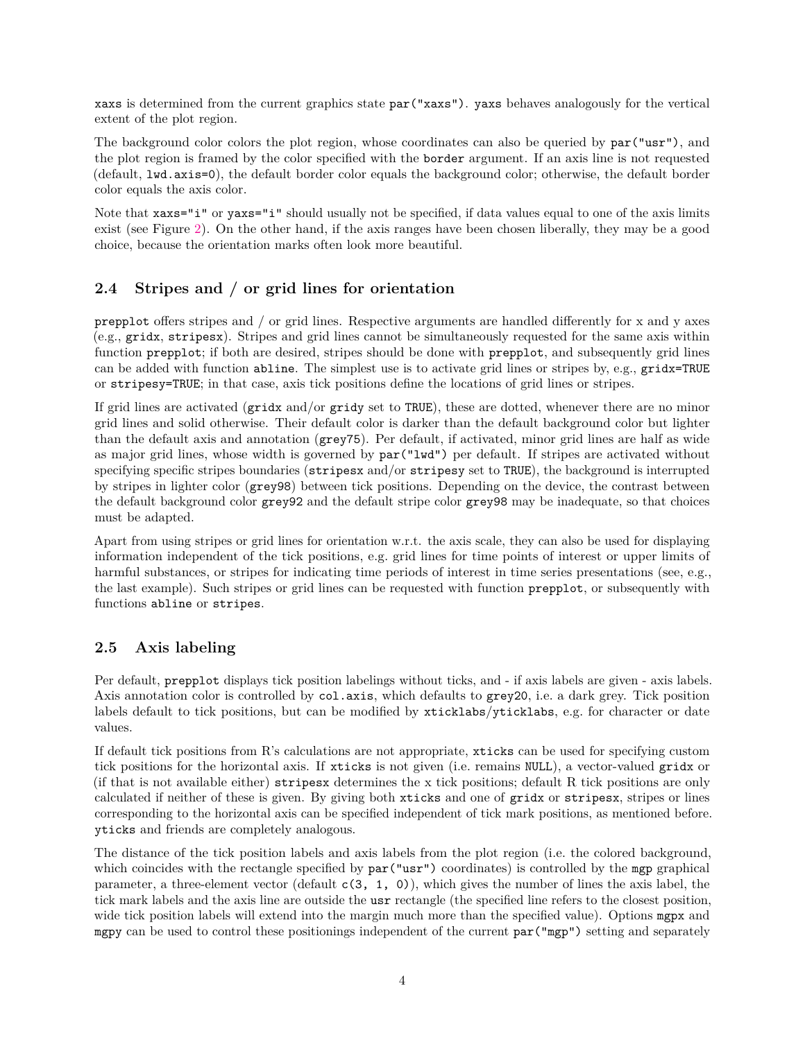xaxs is determined from the current graphics state `par("xaxs")`. yaxs behaves analogously for the vertical extent of the plot region.

The background color colors the plot region, whose coordinates can also be queried by `par("usr")`, and the plot region is framed by the color specified with the `border` argument. If an axis line is not requested (default, `lwd.axis=0`), the default border color equals the background color; otherwise, the default border color equals the axis color.

Note that `xaxs="i"` or `yaxs="i"` should usually not be specified, if data values equal to one of the axis limits exist (see Figure 2). On the other hand, if the axis ranges have been chosen liberally, they may be a good choice, because the orientation marks often look more beautiful.

## 2.4 Stripes and / or grid lines for orientation

`prepplot` offers stripes and / or grid lines. Respective arguments are handled differently for x and y axes (e.g., `gridx`, `stripesx`). Stripes and grid lines cannot be simultaneously requested for the same axis within function `prepplot`; if both are desired, stripes should be done with `prepplot`, and subsequently grid lines can be added with function `abline`. The simplest use is to activate grid lines or stripes by, e.g., `gridx=TRUE` or `stripesy=TRUE`; in that case, axis tick positions define the locations of grid lines or stripes.

If grid lines are activated (`gridx` and/or `gridy` set to `TRUE`), these are dotted, whenever there are no minor grid lines and solid otherwise. Their default color is darker than the default background color but lighter than the default axis and annotation (`grey75`). Per default, if activated, minor grid lines are half as wide as major grid lines, whose width is governed by `par("lwd")` per default. If stripes are activated without specifying specific stripes boundaries (`stripesx` and/or `stripesy` set to `TRUE`), the background is interrupted by stripes in lighter color (`grey98`) between tick positions. Depending on the device, the contrast between the default background color `grey92` and the default stripe color `grey98` may be inadequate, so that choices must be adapted.

Apart from using stripes or grid lines for orientation w.r.t. the axis scale, they can also be used for displaying information independent of the tick positions, e.g. grid lines for time points of interest or upper limits of harmful substances, or stripes for indicating time periods of interest in time series presentations (see, e.g., the last example). Such stripes or grid lines can be requested with function `prepplot`, or subsequently with functions `abline` or `stripes`.

## 2.5 Axis labeling

Per default, `prepplot` displays tick position labelings without ticks, and - if axis labels are given - axis labels. Axis annotation color is controlled by `col.axis`, which defaults to `grey20`, i.e. a dark grey. Tick position labels default to tick positions, but can be modified by `xticklabs`/`yticklabs`, e.g. for character or date values.

If default tick positions from R's calculations are not appropriate, `xticks` can be used for specifying custom tick positions for the horizontal axis. If `xticks` is not given (i.e. remains `NULL`), a vector-valued `gridx` or (if that is not available either) `stripesx` determines the x tick positions; default R tick positions are only calculated if neither of these is given. By giving both `xticks` and one of `gridx` or `stripesx`, stripes or lines corresponding to the horizontal axis can be specified independent of tick mark positions, as mentioned before. `yticks` and friends are completely analogous.

The distance of the tick position labels and axis labels from the plot region (i.e. the colored background, which coincides with the rectangle specified by `par("usr")` coordinates) is controlled by the `mgp` graphical parameter, a three-element vector (default `c(3, 1, 0)`), which gives the number of lines the axis label, the tick mark labels and the axis line are outside the `usr` rectangle (the specified line refers to the closest position, wide tick position labels will extend into the margin much more than the specified value). Options `mgpx` and `mgpy` can be used to control these positionings independent of the current `par("mgp")` setting and separately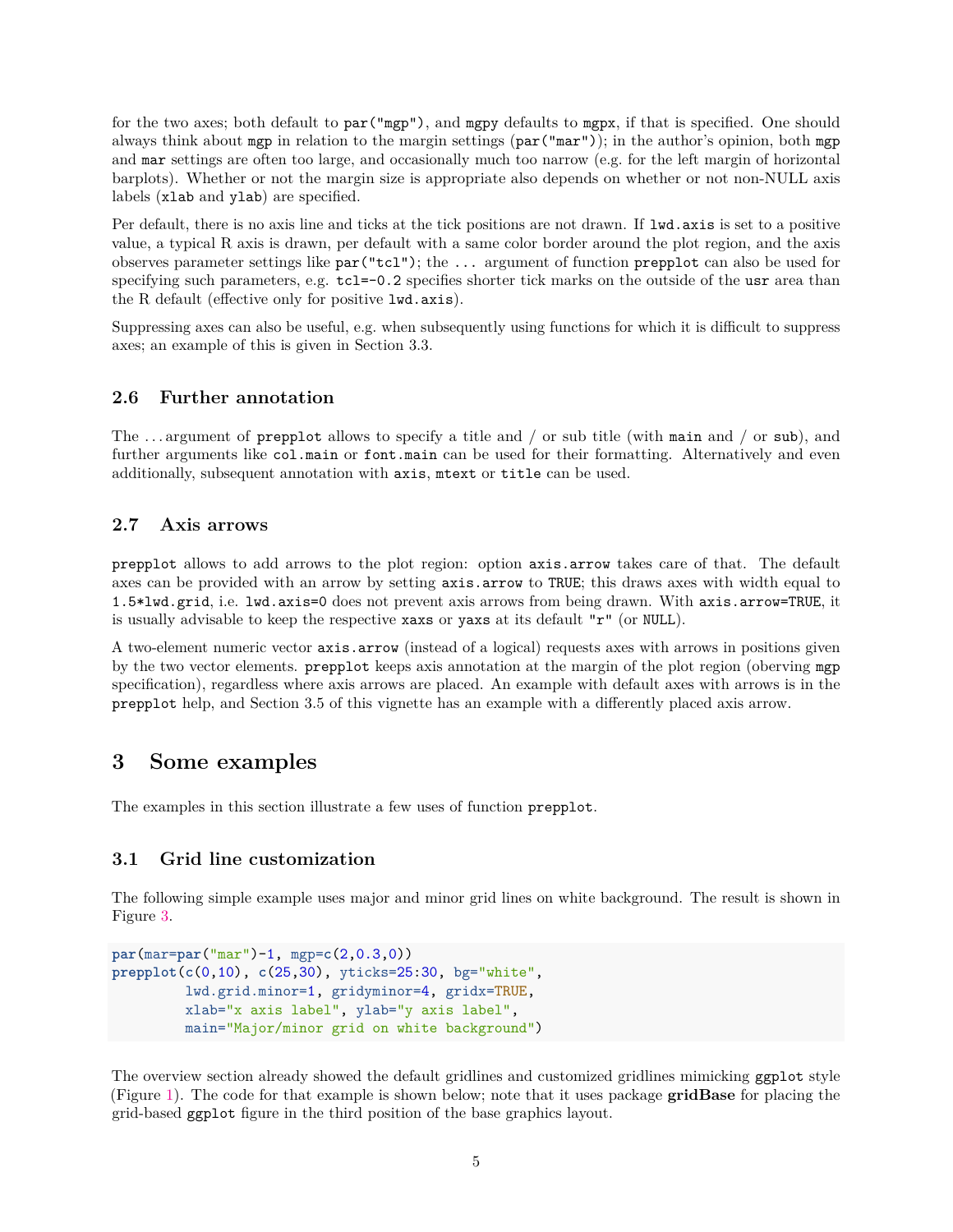for the two axes; both default to `par("mgp")`, and `mgpy` defaults to `mgpx`, if that is specified. One should always think about `mgp` in relation to the margin settings (`par("mar")`); in the author's opinion, both `mgp` and `mar` settings are often too large, and occasionally much too narrow (e.g. for the left margin of horizontal barplots). Whether or not the margin size is appropriate also depends on whether or not non-NULL axis labels (`xlab` and `ylab`) are specified.

Per default, there is no axis line and ticks at the tick positions are not drawn. If `lwd.axis` is set to a positive value, a typical R axis is drawn, per default with a same color border around the plot region, and the axis observes parameter settings like `par("tcl")`; the `...` argument of function `prepplot` can also be used for specifying such parameters, e.g. `tcl=-0.2` specifies shorter tick marks on the outside of the `usr` area than the R default (effective only for positive `lwd.axis`).

Suppressing axes can also be useful, e.g. when subsequently using functions for which it is difficult to suppress axes; an example of this is given in Section 3.3.

### 2.6 Further annotation

The ...argument of `prepplot` allows to specify a title and / or sub title (with `main` and / or `sub`), and further arguments like `col.main` or `font.main` can be used for their formatting. Alternatively and even additionally, subsequent annotation with `axis`, `mtext` or `title` can be used.

### 2.7 Axis arrows

`prepplot` allows to add arrows to the plot region: option `axis.arrow` takes care of that. The default axes can be provided with an arrow by setting `axis.arrow` to `TRUE`; this draws axes with width equal to `1.5*lwd.grid`, i.e. `lwd.axis=0` does not prevent axis arrows from being drawn. With `axis.arrow=TRUE`, it is usually advisable to keep the respective `xaxs` or `yaxs` at its default `"r"` (or `NULL`).

A two-element numeric vector `axis.arrow` (instead of a logical) requests axes with arrows in positions given by the two vector elements. `prepplot` keeps axis annotation at the margin of the plot region (oberving `mgp` specification), regardless where axis arrows are placed. An example with default axes with arrows is in the `prepplot` help, and Section 3.5 of this vignette has an example with a differently placed axis arrow.

## 3 Some examples

The examples in this section illustrate a few uses of function `prepplot`.

### 3.1 Grid line customization

The following simple example uses major and minor grid lines on white background. The result is shown in Figure 3.

```
par(mar=par("mar")-1, mgp=c(2,0.3,0))
prepplot(c(0,10), c(25,30), yticks=25:30, bg="white",
         lwd.grid.minor=1, gridyminor=4, gridx=TRUE,
         xlab="x axis label", ylab="y axis label",
         main="Major/minor grid on white background")
```

The overview section already showed the default gridlines and customized gridlines mimicking `ggplot` style (Figure 1). The code for that example is shown below; note that it uses package **gridBase** for placing the grid-based `ggplot` figure in the third position of the base graphics layout.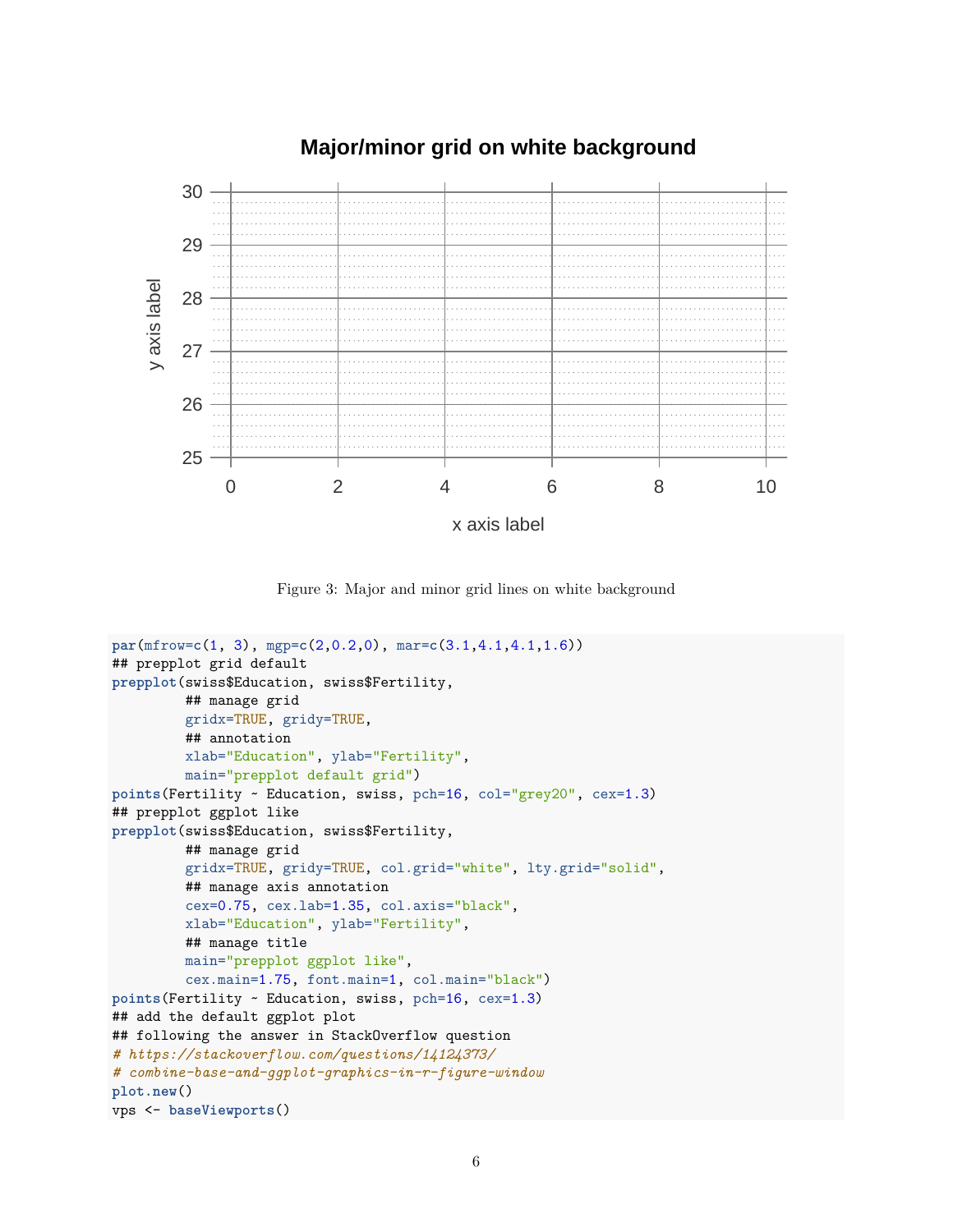Figure 3: Major and minor grid lines on white background

```r
par(mfrow=c(1, 3), mgp=c(2,0.2,0), mar=c(3.1,4.1,4.1,1.6))
## prepplot grid default
prepplot(swiss$Education, swiss$Fertility,
         ## manage grid
         gridx=TRUE, gridy=TRUE,
         ## annotation
         xlab="Education", ylab="Fertility",
         main="prepplot default grid")
points(Fertility ~ Education, swiss, pch=16, col="grey20", cex=1.3)
## prepplot ggplot like
prepplot(swiss$Education, swiss$Fertility,
         ## manage grid
         gridx=TRUE, gridy=TRUE, col.grid="white", lty.grid="solid",
         ## manage axis annotation
         cex=0.75, cex.lab=1.35, col.axis="black",
         xlab="Education", ylab="Fertility",
         ## manage title
         main="prepplot ggplot like",
         cex.main=1.75, font.main=1, col.main="black")
points(Fertility ~ Education, swiss, pch=16, cex=1.3)
## add the default ggplot plot
## following the answer in StackOverflow question
# https://stackoverflow.com/questions/14124373/
# combine-base-and-ggplot-graphics-in-r-figure-window
plot.new()
vps <- baseViewports()
```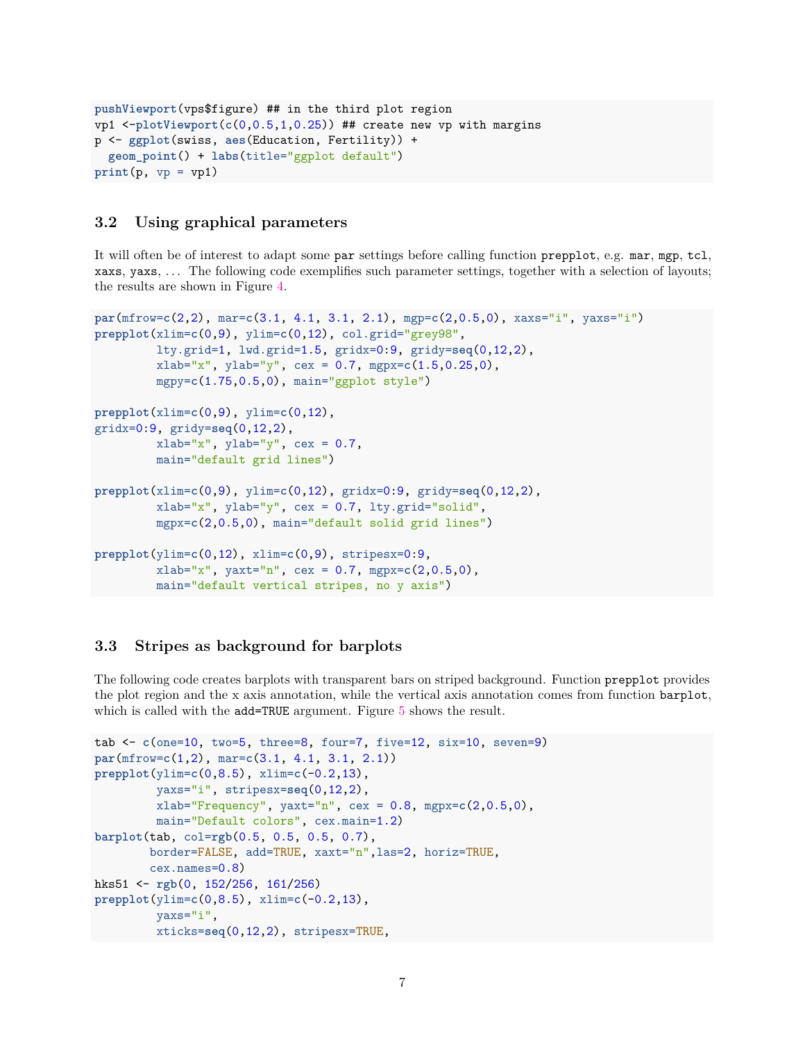```
pushViewport(vps$figure) ## in the third plot region
vp1 <-plotViewport(c(0,0.5,1,0.25)) ## create new vp with margins
p <- ggplot(swiss, aes(Education, Fertility)) +
  geom_point() + labs(title="ggplot default")
print(p, vp = vp1)
```

### 3.2 Using graphical parameters

It will often be of interest to adapt some `par` settings before calling function `prepplot`, e.g. `mar`, `mgp`, `tcl`, `xaxs`, `yaxs`, ... The following code exemplifies such parameter settings, together with a selection of layouts; the results are shown in Figure 4.

```
par(mfrow=c(2,2), mar=c(3.1, 4.1, 3.1, 2.1), mgp=c(2,0.5,0), xaxs="i", yaxs="i")
prepplot(xlim=c(0,9), ylim=c(0,12), col.grid="grey98",
         lty.grid=1, lwd.grid=1.5, gridx=0:9, gridy=seq(0,12,2),
         xlab="x", ylab="y", cex = 0.7, mgpx=c(1.5,0.25,0),
         mgpy=c(1.75,0.5,0), main="ggplot style")

prepplot(xlim=c(0,9), ylim=c(0,12),
gridx=0:9, gridy=seq(0,12,2),
         xlab="x", ylab="y", cex = 0.7,
         main="default grid lines")

prepplot(xlim=c(0,9), ylim=c(0,12), gridx=0:9, gridy=seq(0,12,2),
         xlab="x", ylab="y", cex = 0.7, lty.grid="solid",
         mgpx=c(2,0.5,0), main="default solid grid lines")

prepplot(ylim=c(0,12), xlim=c(0,9), stripesx=0:9,
         xlab="x", yaxt="n", cex = 0.7, mgpx=c(2,0.5,0),
         main="default vertical stripes, no y axis")
```

### 3.3 Stripes as background for barplots

The following code creates barplots with transparent bars on striped background. Function `prepplot` provides the plot region and the x axis annotation, while the vertical axis annotation comes from function `barplot`, which is called with the `add=TRUE` argument. Figure 5 shows the result.

```
tab <- c(one=10, two=5, three=8, four=7, five=12, six=10, seven=9)
par(mfrow=c(1,2), mar=c(3.1, 4.1, 3.1, 2.1))
prepplot(ylim=c(0,8.5), xlim=c(-0.2,13),
         yaxs="i", stripesx=seq(0,12,2),
         xlab="Frequency", yaxt="n", cex = 0.8, mgpx=c(2,0.5,0),
         main="Default colors", cex.main=1.2)
barplot(tab, col=rgb(0.5, 0.5, 0.5, 0.7),
        border=FALSE, add=TRUE, xaxt="n",las=2, horiz=TRUE,
        cex.names=0.8)
hks51 <- rgb(0, 152/256, 161/256)
prepplot(ylim=c(0,8.5), xlim=c(-0.2,13),
         yaxs="i",
         xticks=seq(0,12,2), stripesx=TRUE,
```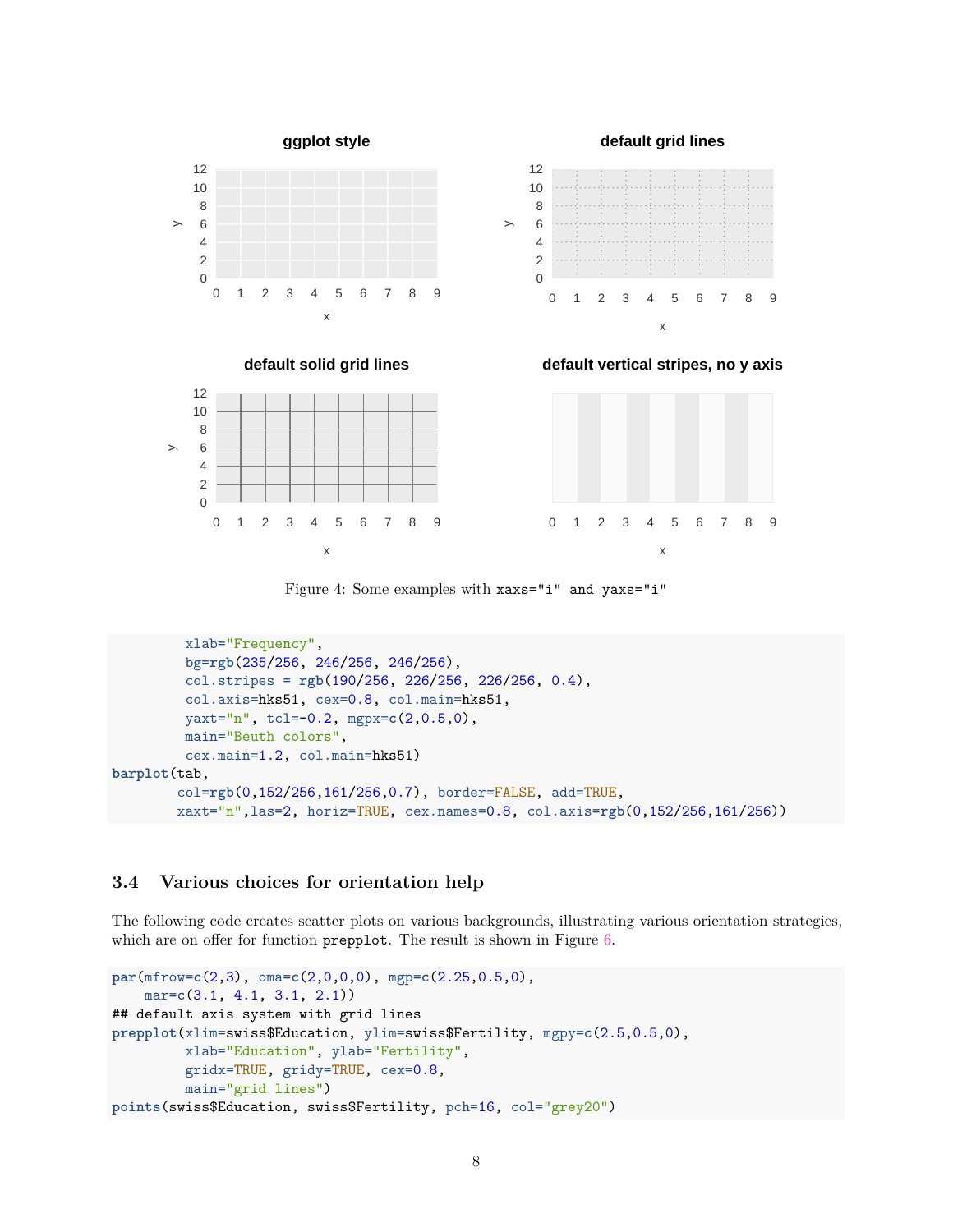Figure 4: Some examples with xaxs="i" and yaxs="i"

```
         xlab="Frequency",
         bg=rgb(235/256, 246/256, 246/256),
         col.stripes = rgb(190/256, 226/256, 226/256, 0.4),
         col.axis=hks51, cex=0.8, col.main=hks51,
         yaxt="n", tcl=-0.2, mgpx=c(2,0.5,0),
         main="Beuth colors",
         cex.main=1.2, col.main=hks51)
barplot(tab,
        col=rgb(0,152/256,161/256,0.7), border=FALSE, add=TRUE,
        xaxt="n",las=2, horiz=TRUE, cex.names=0.8, col.axis=rgb(0,152/256,161/256))
```

### 3.4 Various choices for orientation help

The following code creates scatter plots on various backgrounds, illustrating various orientation strategies, which are on offer for function prepplot. The result is shown in Figure 6.

```
par(mfrow=c(2,3), oma=c(2,0,0,0), mgp=c(2.25,0.5,0),
    mar=c(3.1, 4.1, 3.1, 2.1))
## default axis system with grid lines
prepplot(xlim=swiss$Education, ylim=swiss$Fertility, mgpy=c(2.5,0.5,0),
         xlab="Education", ylab="Fertility",
         gridx=TRUE, gridy=TRUE, cex=0.8,
         main="grid lines")
points(swiss$Education, swiss$Fertility, pch=16, col="grey20")
```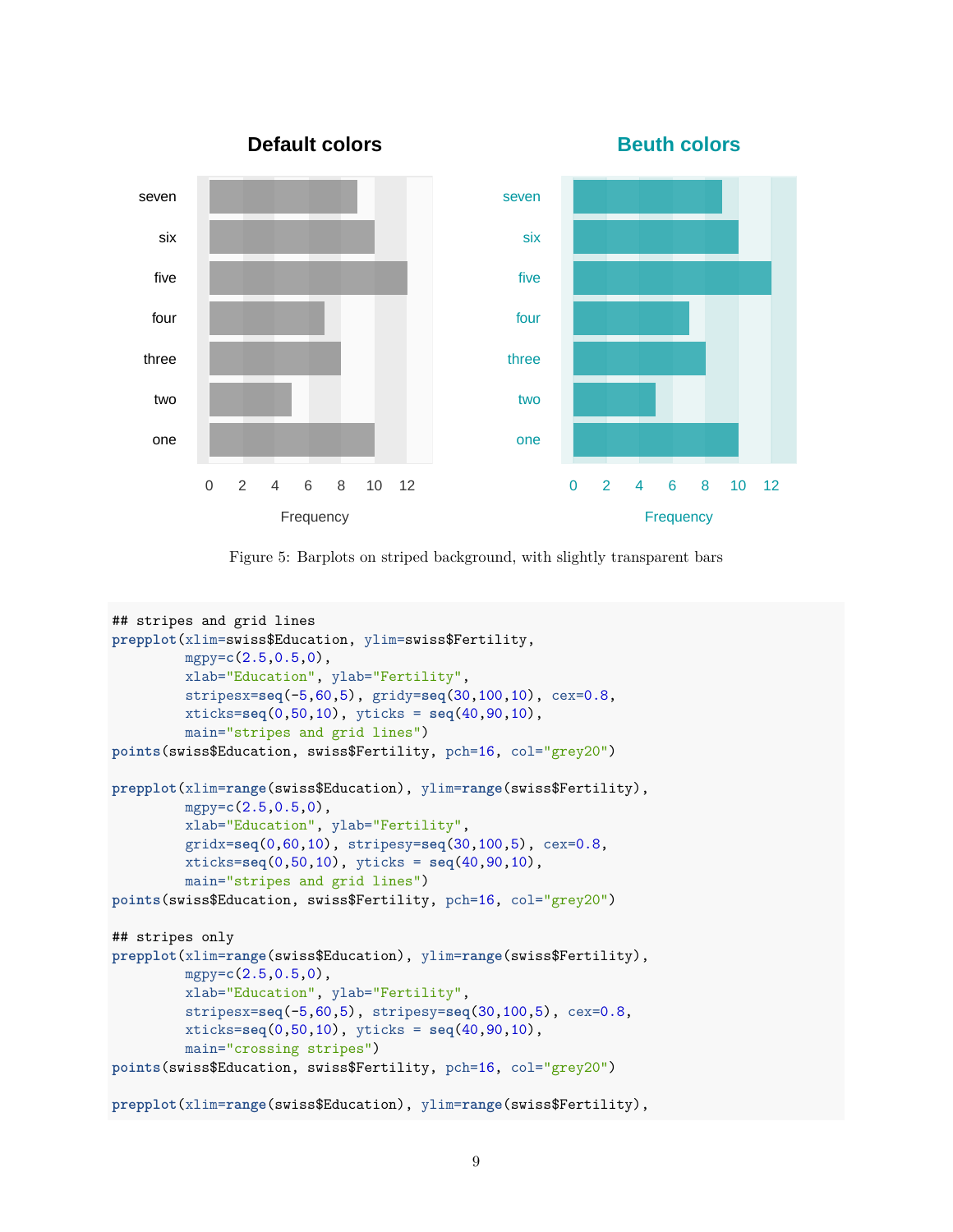Figure 5: Barplots on striped background, with slightly transparent bars

```
## stripes and grid lines
prepplot(xlim=swiss$Education, ylim=swiss$Fertility,
         mgpy=c(2.5,0.5,0),
         xlab="Education", ylab="Fertility",
         stripesx=seq(-5,60,5), gridy=seq(30,100,10), cex=0.8,
         xticks=seq(0,50,10), yticks = seq(40,90,10),
         main="stripes and grid lines")
points(swiss$Education, swiss$Fertility, pch=16, col="grey20")

prepplot(xlim=range(swiss$Education), ylim=range(swiss$Fertility),
         mgpy=c(2.5,0.5,0),
         xlab="Education", ylab="Fertility",
         gridx=seq(0,60,10), stripesy=seq(30,100,5), cex=0.8,
         xticks=seq(0,50,10), yticks = seq(40,90,10),
         main="stripes and grid lines")
points(swiss$Education, swiss$Fertility, pch=16, col="grey20")

## stripes only
prepplot(xlim=range(swiss$Education), ylim=range(swiss$Fertility),
         mgpy=c(2.5,0.5,0),
         xlab="Education", ylab="Fertility",
         stripesx=seq(-5,60,5), stripesy=seq(30,100,5), cex=0.8,
         xticks=seq(0,50,10), yticks = seq(40,90,10),
         main="crossing stripes")
points(swiss$Education, swiss$Fertility, pch=16, col="grey20")

prepplot(xlim=range(swiss$Education), ylim=range(swiss$Fertility),
```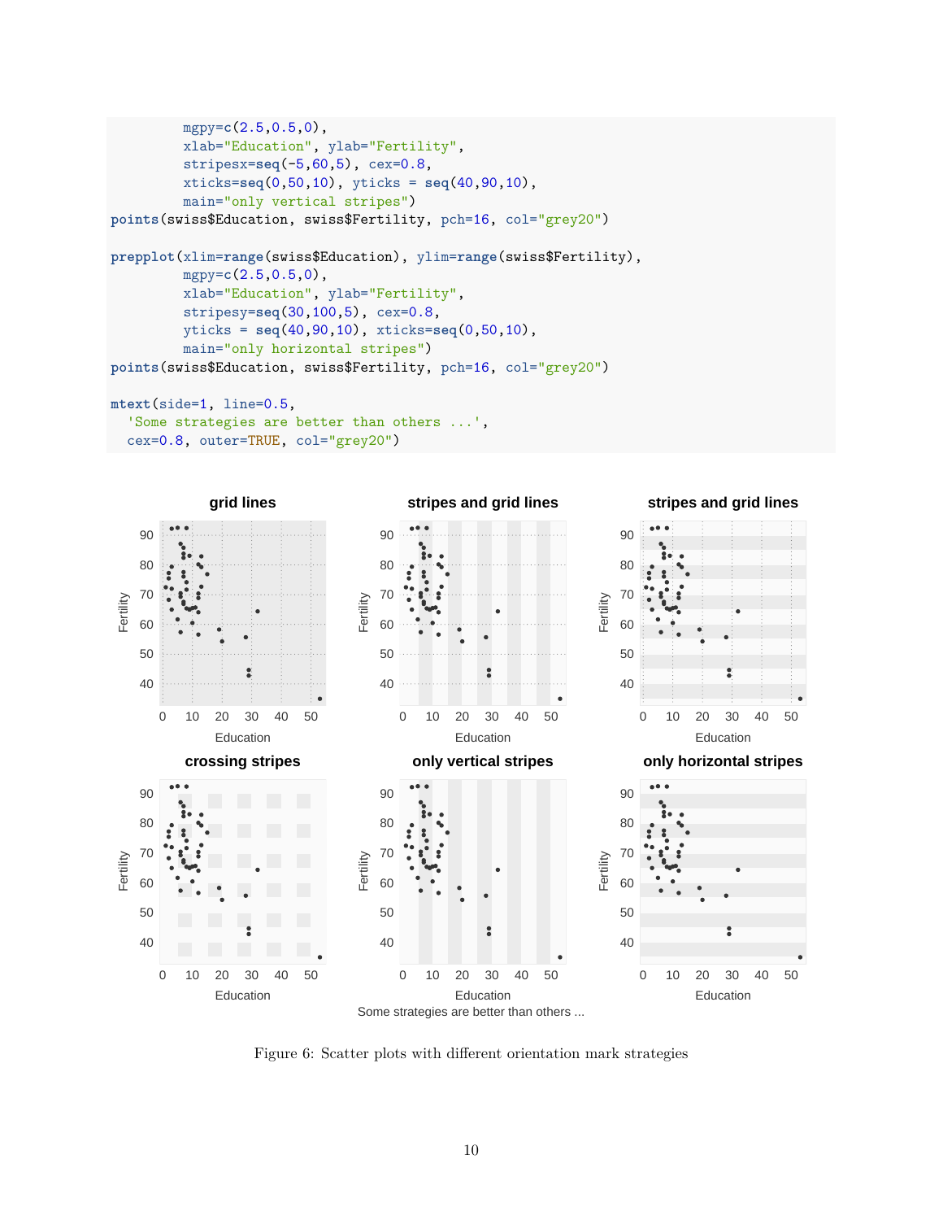```
         mgpy=c(2.5,0.5,0),
         xlab="Education", ylab="Fertility",
         stripesx=seq(-5,60,5), cex=0.8,
         xticks=seq(0,50,10), yticks = seq(40,90,10),
         main="only vertical stripes")
points(swiss$Education, swiss$Fertility, pch=16, col="grey20")

prepplot(xlim=range(swiss$Education), ylim=range(swiss$Fertility),
         mgpy=c(2.5,0.5,0),
         xlab="Education", ylab="Fertility",
         stripesy=seq(30,100,5), cex=0.8,
         yticks = seq(40,90,10), xticks=seq(0,50,10),
         main="only horizontal stripes")
points(swiss$Education, swiss$Fertility, pch=16, col="grey20")

mtext(side=1, line=0.5,
  'Some strategies are better than others ...',
  cex=0.8, outer=TRUE, col="grey20")
```

Figure 6: Scatter plots with different orientation mark strategies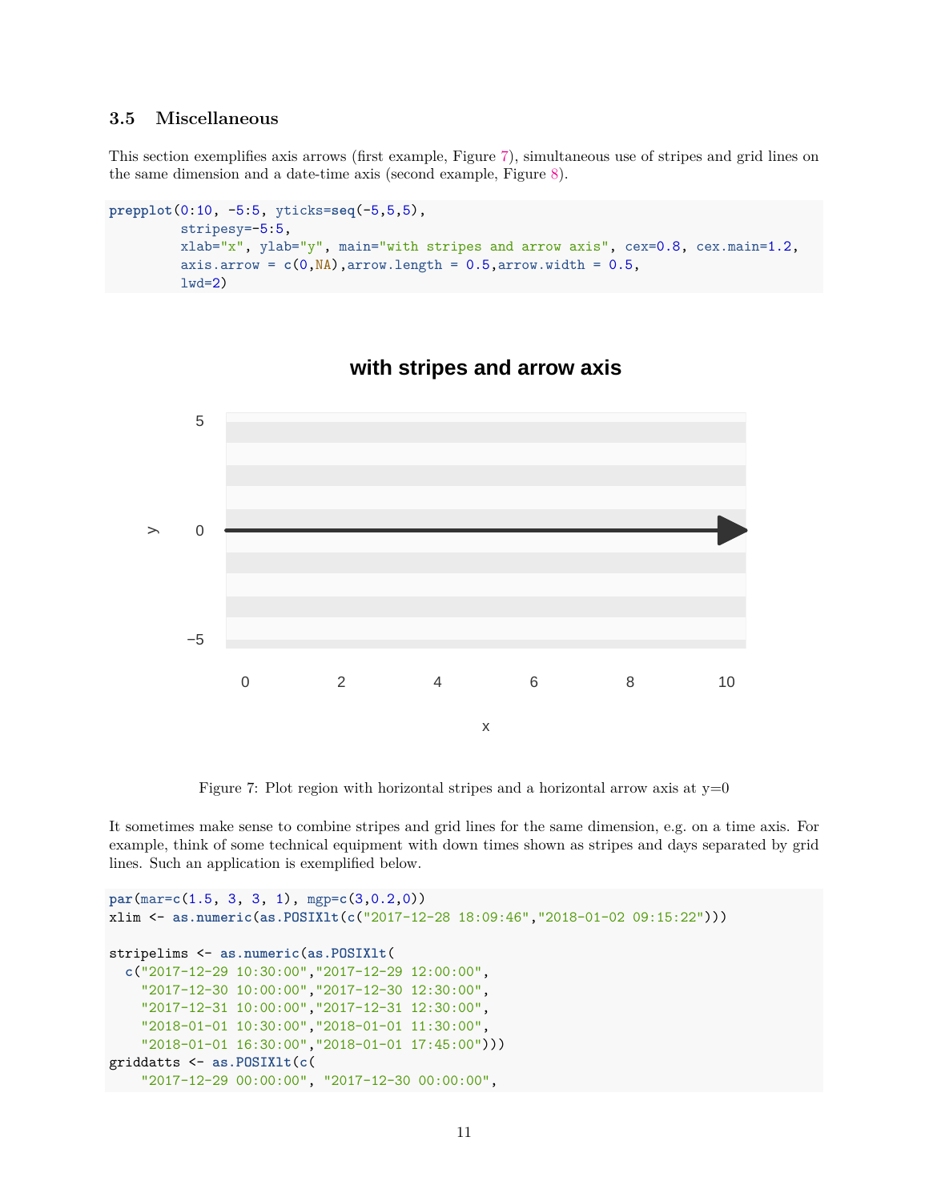### 3.5 Miscellaneous

This section exemplifies axis arrows (first example, Figure 7), simultaneous use of stripes and grid lines on the same dimension and a date-time axis (second example, Figure 8).

```
prepplot(0:10, -5:5, yticks=seq(-5,5,5),
         stripesy=-5:5,
         xlab="x", ylab="y", main="with stripes and arrow axis", cex=0.8, cex.main=1.2,
         axis.arrow = c(0,NA),arrow.length = 0.5,arrow.width = 0.5,
         lwd=2)
```

Figure 7: Plot region with horizontal stripes and a horizontal arrow axis at y=0

It sometimes make sense to combine stripes and grid lines for the same dimension, e.g. on a time axis. For example, think of some technical equipment with down times shown as stripes and days separated by grid lines. Such an application is exemplified below.

```
par(mar=c(1.5, 3, 3, 1), mgp=c(3,0.2,0))
xlim <- as.numeric(as.POSIXlt(c("2017-12-28 18:09:46","2018-01-02 09:15:22")))

stripelims <- as.numeric(as.POSIXlt(
  c("2017-12-29 10:30:00","2017-12-29 12:00:00",
    "2017-12-30 10:00:00","2017-12-30 12:30:00",
    "2017-12-31 10:00:00","2017-12-31 12:30:00",
    "2018-01-01 10:30:00","2018-01-01 11:30:00",
    "2018-01-01 16:30:00","2018-01-01 17:45:00")))
griddatts <- as.POSIXlt(c(
    "2017-12-29 00:00:00", "2017-12-30 00:00:00",
```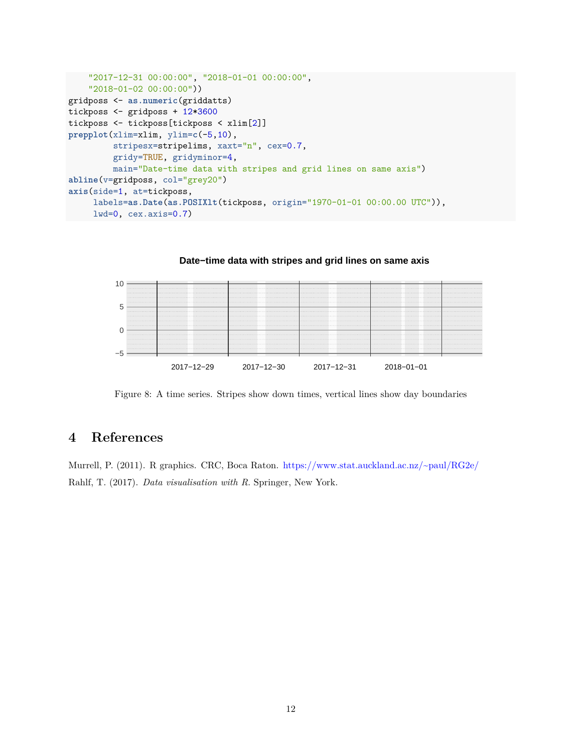```
    "2017-12-31 00:00:00", "2018-01-01 00:00:00",
    "2018-01-02 00:00:00"))
gridposs <- as.numeric(griddatts)
tickposs <- gridposs + 12*3600
tickposs <- tickposs[tickposs < xlim[2]]
prepplot(xlim=xlim, ylim=c(-5,10),
         stripesx=stripelims, xaxt="n", cex=0.7,
         gridy=TRUE, gridyminor=4,
         main="Date-time data with stripes and grid lines on same axis")
abline(v=gridposs, col="grey20")
axis(side=1, at=tickposs,
     labels=as.Date(as.POSIXlt(tickposs, origin="1970-01-01 00:00.00 UTC")),
     lwd=0, cex.axis=0.7)
```

Date−time data with stripes and grid lines on same axis

10
5
0
−5

2017−12−29
2017−12−30
2017−12−31
2018−01−01

Figure 8: A time series. Stripes show down times, vertical lines show day boundaries

## 4 References

Murrell, P. (2011). R graphics. CRC, Boca Raton. https://www.stat.auckland.ac.nz/~paul/RG2e/

Rahlf, T. (2017). *Data visualisation with R.* Springer, New York.